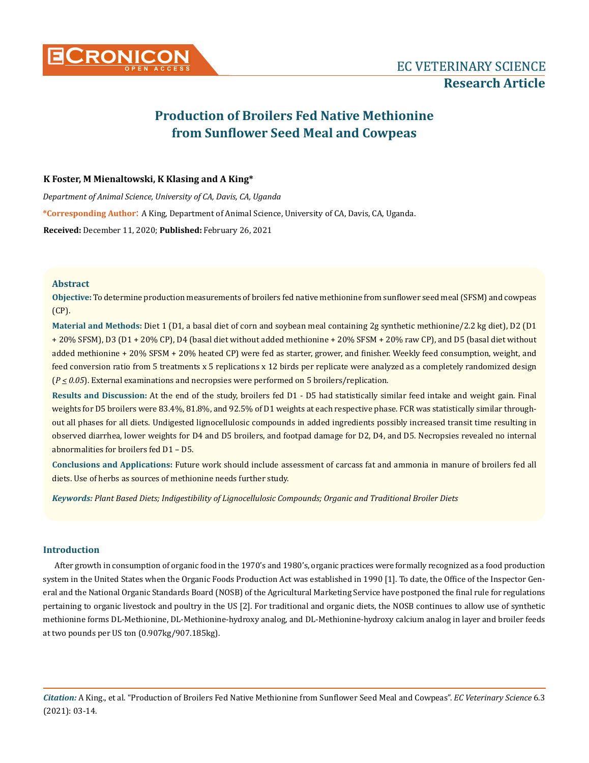# Production of Broilers Fed Native Methionine from Sunflower Seed Meal and Cowpeas

**K Foster, M Mienaltowski, K Klasing and A King***

*Department of Animal Science, University of CA, Davis, CA, Uganda*

***Corresponding Author:** A King, Department of Animal Science, University of CA, Davis, CA, Uganda.

**Received:** December 11, 2020; **Published:** February 26, 2021

## Abstract

**Objective:** To determine production measurements of broilers fed native methionine from sunflower seed meal (SFSM) and cowpeas (CP).

**Material and Methods:** Diet 1 (D1, a basal diet of corn and soybean meal containing 2g synthetic methionine/2.2 kg diet), D2 (D1 + 20% SFSM), D3 (D1 + 20% CP), D4 (basal diet without added methionine + 20% SFSM + 20% raw CP), and D5 (basal diet without added methionine + 20% SFSM + 20% heated CP) were fed as starter, grower, and finisher. Weekly feed consumption, weight, and feed conversion ratio from 5 treatments x 5 replications x 12 birds per replicate were analyzed as a completely randomized design ($P \leq 0.05$). External examinations and necropsies were performed on 5 broilers/replication.

**Results and Discussion:** At the end of the study, broilers fed D1 - D5 had statistically similar feed intake and weight gain. Final weights for D5 broilers were 83.4%, 81.8%, and 92.5% of D1 weights at each respective phase. FCR was statistically similar throughout all phases for all diets. Undigested lignocellulosic compounds in added ingredients possibly increased transit time resulting in observed diarrhea, lower weights for D4 and D5 broilers, and footpad damage for D2, D4, and D5. Necropsies revealed no internal abnormalities for broilers fed D1 – D5.

**Conclusions and Applications:** Future work should include assessment of carcass fat and ammonia in manure of broilers fed all diets. Use of herbs as sources of methionine needs further study.

***Keywords:** Plant Based Diets; Indigestibility of Lignocellulosic Compounds; Organic and Traditional Broiler Diets*

## Introduction

After growth in consumption of organic food in the 1970's and 1980's, organic practices were formally recognized as a food production system in the United States when the Organic Foods Production Act was established in 1990 [1]. To date, the Office of the Inspector General and the National Organic Standards Board (NOSB) of the Agricultural Marketing Service have postponed the final rule for regulations pertaining to organic livestock and poultry in the US [2]. For traditional and organic diets, the NOSB continues to allow use of synthetic methionine forms DL-Methionine, DL-Methionine-hydroxy analog, and DL-Methionine-hydroxy calcium analog in layer and broiler feeds at two pounds per US ton (0.907kg/907.185kg).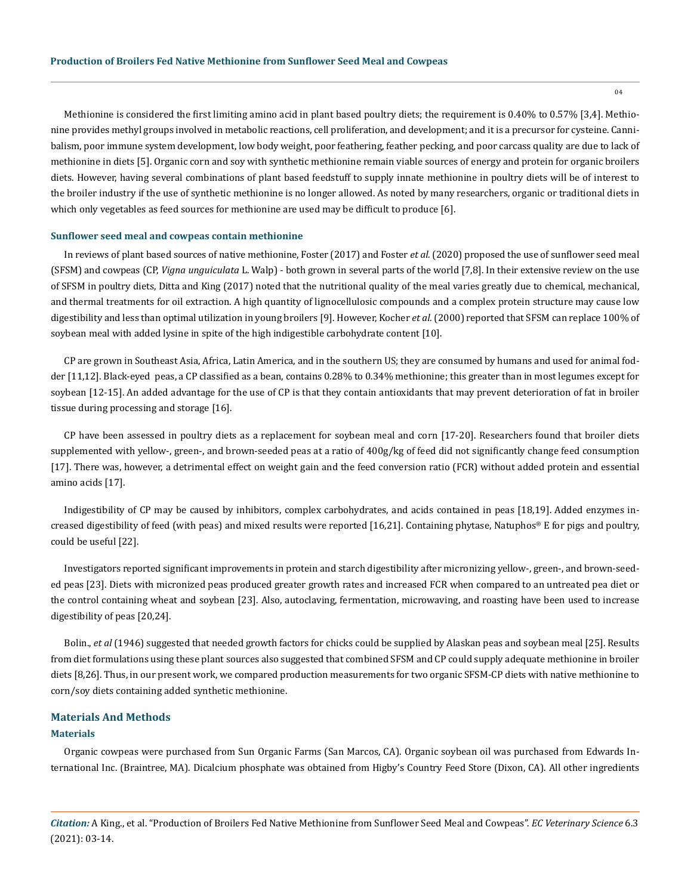Methionine is considered the first limiting amino acid in plant based poultry diets; the requirement is 0.40% to 0.57% [3,4]. Methionine provides methyl groups involved in metabolic reactions, cell proliferation, and development; and it is a precursor for cysteine. Cannibalism, poor immune system development, low body weight, poor feathering, feather pecking, and poor carcass quality are due to lack of methionine in diets [5]. Organic corn and soy with synthetic methionine remain viable sources of energy and protein for organic broilers diets. However, having several combinations of plant based feedstuff to supply innate methionine in poultry diets will be of interest to the broiler industry if the use of synthetic methionine is no longer allowed. As noted by many researchers, organic or traditional diets in which only vegetables as feed sources for methionine are used may be difficult to produce [6].

### Sunflower seed meal and cowpeas contain methionine

In reviews of plant based sources of native methionine, Foster (2017) and Foster *et al.* (2020) proposed the use of sunflower seed meal (SFSM) and cowpeas (CP, *Vigna unguiculata* L. Walp) - both grown in several parts of the world [7,8]. In their extensive review on the use of SFSM in poultry diets, Ditta and King (2017) noted that the nutritional quality of the meal varies greatly due to chemical, mechanical, and thermal treatments for oil extraction. A high quantity of lignocellulosic compounds and a complex protein structure may cause low digestibility and less than optimal utilization in young broilers [9]. However, Kocher *et al.* (2000) reported that SFSM can replace 100% of soybean meal with added lysine in spite of the high indigestible carbohydrate content [10].

CP are grown in Southeast Asia, Africa, Latin America, and in the southern US; they are consumed by humans and used for animal fodder [11,12]. Black-eyed peas, a CP classified as a bean, contains 0.28% to 0.34% methionine; this greater than in most legumes except for soybean [12-15]. An added advantage for the use of CP is that they contain antioxidants that may prevent deterioration of fat in broiler tissue during processing and storage [16].

CP have been assessed in poultry diets as a replacement for soybean meal and corn [17-20]. Researchers found that broiler diets supplemented with yellow-, green-, and brown-seeded peas at a ratio of 400g/kg of feed did not significantly change feed consumption [17]. There was, however, a detrimental effect on weight gain and the feed conversion ratio (FCR) without added protein and essential amino acids [17].

Indigestibility of CP may be caused by inhibitors, complex carbohydrates, and acids contained in peas [18,19]. Added enzymes increased digestibility of feed (with peas) and mixed results were reported [16,21]. Containing phytase, Natuphos® E for pigs and poultry, could be useful [22].

Investigators reported significant improvements in protein and starch digestibility after micronizing yellow-, green-, and brown-seeded peas [23]. Diets with micronized peas produced greater growth rates and increased FCR when compared to an untreated pea diet or the control containing wheat and soybean [23]. Also, autoclaving, fermentation, microwaving, and roasting have been used to increase digestibility of peas [20,24].

Bolin., *et al* (1946) suggested that needed growth factors for chicks could be supplied by Alaskan peas and soybean meal [25]. Results from diet formulations using these plant sources also suggested that combined SFSM and CP could supply adequate methionine in broiler diets [8,26]. Thus, in our present work, we compared production measurements for two organic SFSM-CP diets with native methionine to corn/soy diets containing added synthetic methionine.

## Materials And Methods

### Materials

Organic cowpeas were purchased from Sun Organic Farms (San Marcos, CA). Organic soybean oil was purchased from Edwards International Inc. (Braintree, MA). Dicalcium phosphate was obtained from Higby's Country Feed Store (Dixon, CA). All other ingredients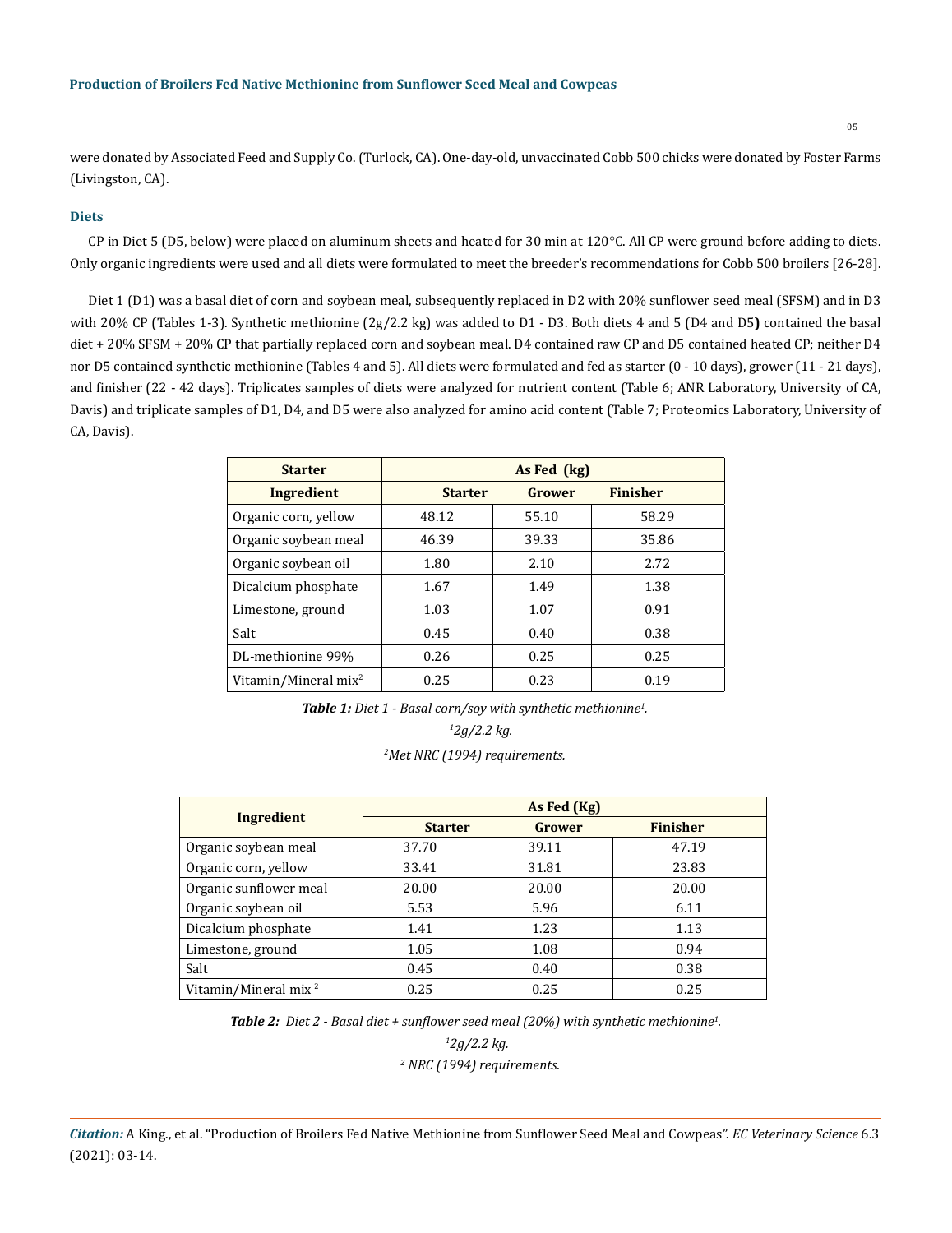were donated by Associated Feed and Supply Co. (Turlock, CA). One-day-old, unvaccinated Cobb 500 chicks were donated by Foster Farms (Livingston, CA).

### Diets

CP in Diet 5 (D5, below) were placed on aluminum sheets and heated for 30 min at 120°C. All CP were ground before adding to diets. Only organic ingredients were used and all diets were formulated to meet the breeder's recommendations for Cobb 500 broilers [26-28].

Diet 1 (D1) was a basal diet of corn and soybean meal, subsequently replaced in D2 with 20% sunflower seed meal (SFSM) and in D3 with 20% CP (Tables 1-3). Synthetic methionine (2g/2.2 kg) was added to D1 - D3. Both diets 4 and 5 (D4 and D5**)** contained the basal diet + 20% SFSM + 20% CP that partially replaced corn and soybean meal. D4 contained raw CP and D5 contained heated CP; neither D4 nor D5 contained synthetic methionine (Tables 4 and 5). All diets were formulated and fed as starter (0 - 10 days), grower (11 - 21 days), and finisher (22 - 42 days). Triplicates samples of diets were analyzed for nutrient content (Table 6; ANR Laboratory, University of CA, Davis) and triplicate samples of D1, D4, and D5 were also analyzed for amino acid content (Table 7; Proteomics Laboratory, University of CA, Davis).

| Starter | As Fed (kg) | | |
|---|---|---|---|
| **Ingredient** | **Starter** | **Grower** | **Finisher** |
| Organic corn, yellow | 48.12 | 55.10 | 58.29 |
| Organic soybean meal | 46.39 | 39.33 | 35.86 |
| Organic soybean oil | 1.80 | 2.10 | 2.72 |
| Dicalcium phosphate | 1.67 | 1.49 | 1.38 |
| Limestone, ground | 1.03 | 1.07 | 0.91 |
| Salt | 0.45 | 0.40 | 0.38 |
| DL-methionine 99% | 0.26 | 0.25 | 0.25 |
| Vitamin/Mineral mix[2] | 0.25 | 0.23 | 0.19 |

***Table 1:*** *Diet 1 - Basal corn/soy with synthetic methionine[1].*

*[1]2g/2.2 kg.*

*[2]Met NRC (1994) requirements.*

| Ingredient | As Fed (Kg) | | |
|---|---|---|---|
| | **Starter** | **Grower** | **Finisher** |
| Organic soybean meal | 37.70 | 39.11 | 47.19 |
| Organic corn, yellow | 33.41 | 31.81 | 23.83 |
| Organic sunflower meal | 20.00 | 20.00 | 20.00 |
| Organic soybean oil | 5.53 | 5.96 | 6.11 |
| Dicalcium phosphate | 1.41 | 1.23 | 1.13 |
| Limestone, ground | 1.05 | 1.08 | 0.94 |
| Salt | 0.45 | 0.40 | 0.38 |
| Vitamin/Mineral mix [2] | 0.25 | 0.25 | 0.25 |

***Table 2:*** *Diet 2 - Basal diet + sunflower seed meal (20%) with synthetic methionine[1].*

*[1]2g/2.2 kg.*

*[2] NRC (1994) requirements.*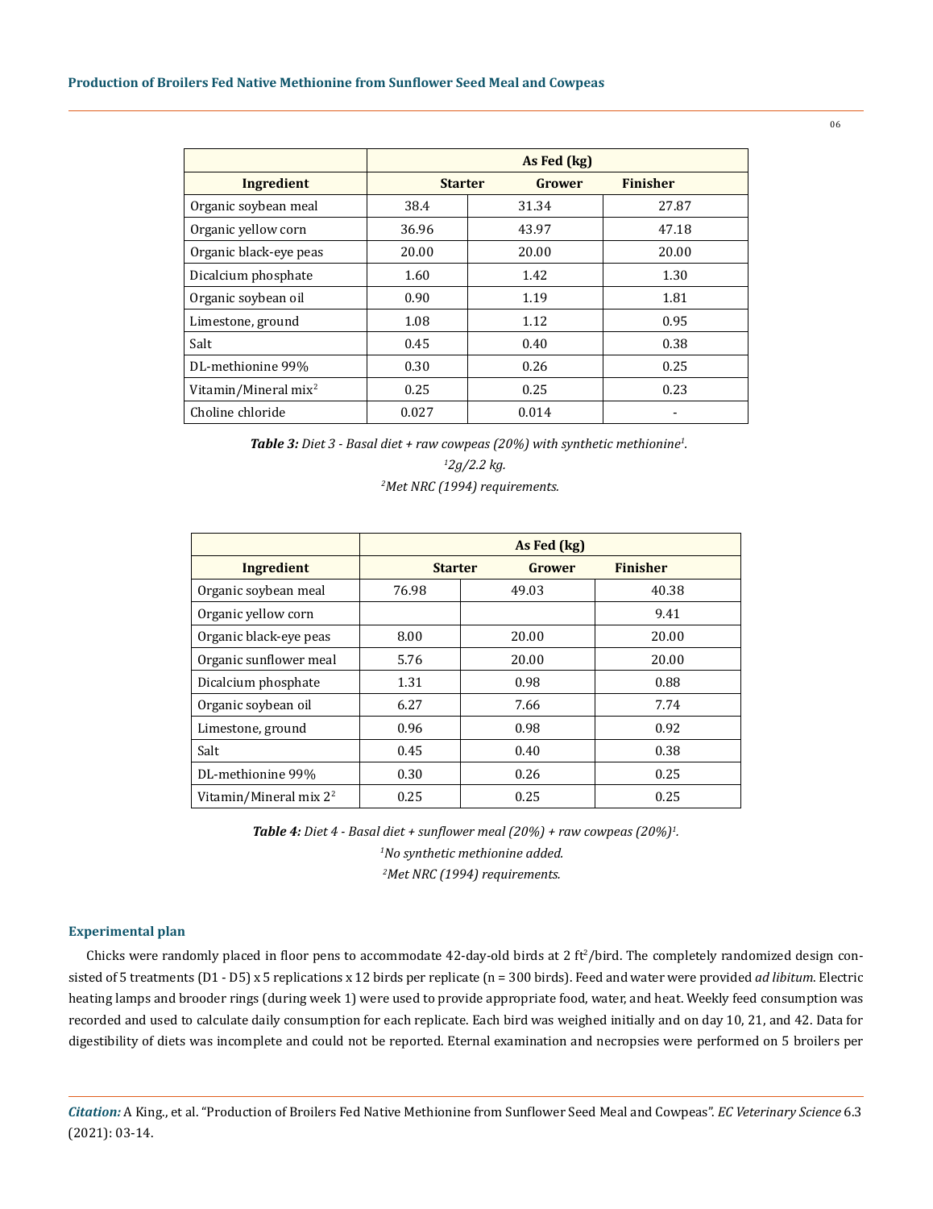| | As Fed (kg) | | |
|---|---|---|---|
| **Ingredient** | **Starter** | **Grower** | **Finisher** |
| Organic soybean meal | 38.4 | 31.34 | 27.87 |
| Organic yellow corn | 36.96 | 43.97 | 47.18 |
| Organic black-eye peas | 20.00 | 20.00 | 20.00 |
| Dicalcium phosphate | 1.60 | 1.42 | 1.30 |
| Organic soybean oil | 0.90 | 1.19 | 1.81 |
| Limestone, ground | 1.08 | 1.12 | 0.95 |
| Salt | 0.45 | 0.40 | 0.38 |
| DL-methionine 99% | 0.30 | 0.26 | 0.25 |
| Vitamin/Mineral mix[2] | 0.25 | 0.25 | 0.23 |
| Choline chloride | 0.027 | 0.014 | - |

***Table 3:*** *Diet 3 - Basal diet + raw cowpeas (20%) with synthetic methionine[1].*

*[1]2g/2.2 kg.*

*[2]Met NRC (1994) requirements.*

| | As Fed (kg) | | |
|---|---|---|---|
| **Ingredient** | **Starter** | **Grower** | **Finisher** |
| Organic soybean meal | 76.98 | 49.03 | 40.38 |
| Organic yellow corn | | | 9.41 |
| Organic black-eye peas | 8.00 | 20.00 | 20.00 |
| Organic sunflower meal | 5.76 | 20.00 | 20.00 |
| Dicalcium phosphate | 1.31 | 0.98 | 0.88 |
| Organic soybean oil | 6.27 | 7.66 | 7.74 |
| Limestone, ground | 0.96 | 0.98 | 0.92 |
| Salt | 0.45 | 0.40 | 0.38 |
| DL-methionine 99% | 0.30 | 0.26 | 0.25 |
| Vitamin/Mineral mix 2[2] | 0.25 | 0.25 | 0.25 |

***Table 4:*** *Diet 4 - Basal diet + sunflower meal (20%) + raw cowpeas (20%)[1].*

*[1]No synthetic methionine added.*

*[2]Met NRC (1994) requirements.*

### Experimental plan

Chicks were randomly placed in floor pens to accommodate 42-day-old birds at 2 $ft^2$/bird. The completely randomized design consisted of 5 treatments (D1 - D5) x 5 replications x 12 birds per replicate (n = 300 birds). Feed and water were provided *ad libitum*. Electric heating lamps and brooder rings (during week 1) were used to provide appropriate food, water, and heat. Weekly feed consumption was recorded and used to calculate daily consumption for each replicate. Each bird was weighed initially and on day 10, 21, and 42. Data for digestibility of diets was incomplete and could not be reported. Eternal examination and necropsies were performed on 5 broilers per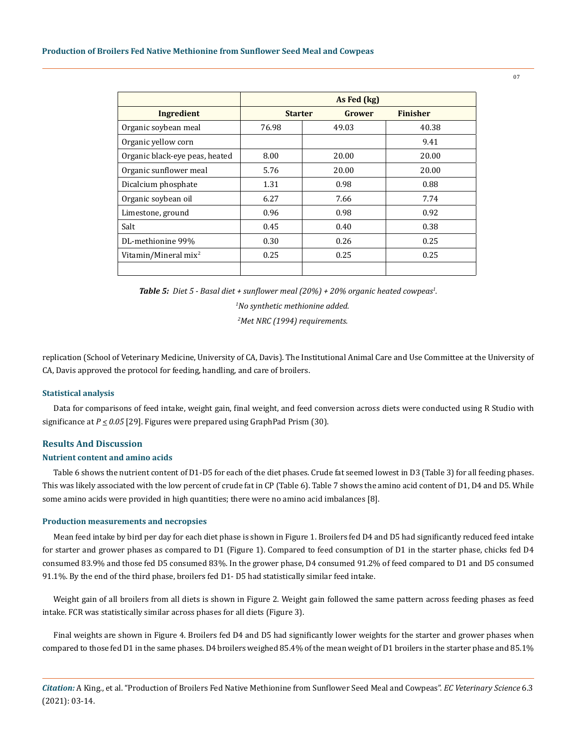| | As Fed (kg) | | |
|---|---|---|---|
| Ingredient | Starter | Grower | Finisher |
| Organic soybean meal | 76.98 | 49.03 | 40.38 |
| Organic yellow corn | | | 9.41 |
| Organic black-eye peas, heated | 8.00 | 20.00 | 20.00 |
| Organic sunflower meal | 5.76 | 20.00 | 20.00 |
| Dicalcium phosphate | 1.31 | 0.98 | 0.88 |
| Organic soybean oil | 6.27 | 7.66 | 7.74 |
| Limestone, ground | 0.96 | 0.98 | 0.92 |
| Salt | 0.45 | 0.40 | 0.38 |
| DL-methionine 99% | 0.30 | 0.26 | 0.25 |
| Vitamin/Mineral mix[2] | 0.25 | 0.25 | 0.25 |
| | | | |

***Table 5:*** *Diet 5 - Basal diet + sunflower meal (20%) + 20% organic heated cowpeas[1].*

*[1]No synthetic methionine added.*

*[2]Met NRC (1994) requirements.*

replication (School of Veterinary Medicine, University of CA, Davis). The Institutional Animal Care and Use Committee at the University of CA, Davis approved the protocol for feeding, handling, and care of broilers.

### Statistical analysis

Data for comparisons of feed intake, weight gain, final weight, and feed conversion across diets were conducted using R Studio with significance at $P \leq 0.05$ [29]. Figures were prepared using GraphPad Prism (30).

## Results And Discussion

### Nutrient content and amino acids

Table 6 shows the nutrient content of D1-D5 for each of the diet phases. Crude fat seemed lowest in D3 (Table 3) for all feeding phases. This was likely associated with the low percent of crude fat in CP (Table 6). Table 7 shows the amino acid content of D1, D4 and D5. While some amino acids were provided in high quantities; there were no amino acid imbalances [8].

### Production measurements and necropsies

Mean feed intake by bird per day for each diet phase is shown in Figure 1. Broilers fed D4 and D5 had significantly reduced feed intake for starter and grower phases as compared to D1 (Figure 1). Compared to feed consumption of D1 in the starter phase, chicks fed D4 consumed 83.9% and those fed D5 consumed 83%. In the grower phase, D4 consumed 91.2% of feed compared to D1 and D5 consumed 91.1%. By the end of the third phase, broilers fed D1- D5 had statistically similar feed intake.

Weight gain of all broilers from all diets is shown in Figure 2. Weight gain followed the same pattern across feeding phases as feed intake. FCR was statistically similar across phases for all diets (Figure 3).

Final weights are shown in Figure 4. Broilers fed D4 and D5 had significantly lower weights for the starter and grower phases when compared to those fed D1 in the same phases. D4 broilers weighed 85.4% of the mean weight of D1 broilers in the starter phase and 85.1%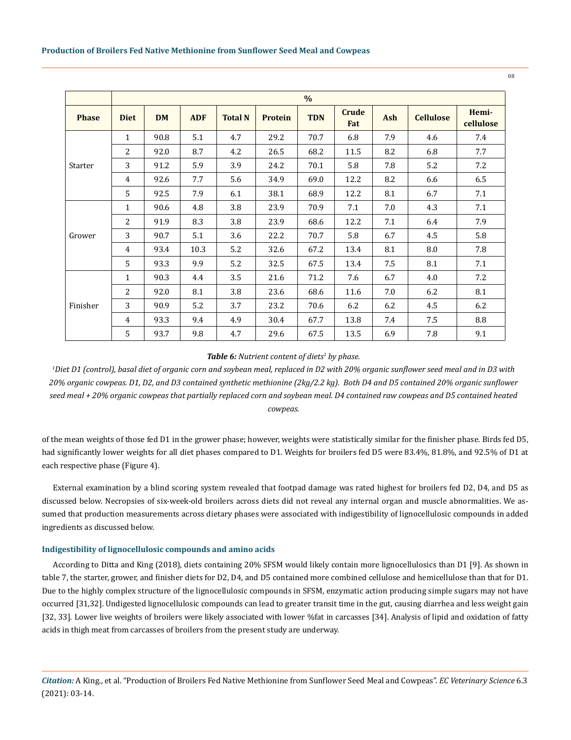| Phase | Diet | % | | | | | | | | |
|---|---|---|---|---|---|---|---|---|---|---|
| | | DM | ADF | Total N | Protein | TDN | Crude Fat | Ash | Cellulose | Hemi-cellulose |
| Starter | 1 | 90.8 | 5.1 | 4.7 | 29.2 | 70.7 | 6.8 | 7.9 | 4.6 | 7.4 |
| | 2 | 92.0 | 8.7 | 4.2 | 26.5 | 68.2 | 11.5 | 8.2 | 6.8 | 7.7 |
| | 3 | 91.2 | 5.9 | 3.9 | 24.2 | 70.1 | 5.8 | 7.8 | 5.2 | 7.2 |
| | 4 | 92.6 | 7.7 | 5.6 | 34.9 | 69.0 | 12.2 | 8.2 | 6.6 | 6.5 |
| | 5 | 92.5 | 7.9 | 6.1 | 38.1 | 68.9 | 12.2 | 8.1 | 6.7 | 7.1 |
| Grower | 1 | 90.6 | 4.8 | 3.8 | 23.9 | 70.9 | 7.1 | 7.0 | 4.3 | 7.1 |
| | 2 | 91.9 | 8.3 | 3.8 | 23.9 | 68.6 | 12.2 | 7.1 | 6.4 | 7.9 |
| | 3 | 90.7 | 5.1 | 3.6 | 22.2 | 70.7 | 5.8 | 6.7 | 4.5 | 5.8 |
| | 4 | 93.4 | 10.3 | 5.2 | 32.6 | 67.2 | 13.4 | 8.1 | 8.0 | 7.8 |
| | 5 | 93.3 | 9.9 | 5.2 | 32.5 | 67.5 | 13.4 | 7.5 | 8.1 | 7.1 |
| Finisher | 1 | 90.3 | 4.4 | 3.5 | 21.6 | 71.2 | 7.6 | 6.7 | 4.0 | 7.2 |
| | 2 | 92.0 | 8.1 | 3.8 | 23.6 | 68.6 | 11.6 | 7.0 | 6.2 | 8.1 |
| | 3 | 90.9 | 5.2 | 3.7 | 23.2 | 70.6 | 6.2 | 6.2 | 4.5 | 6.2 |
| | 4 | 93.3 | 9.4 | 4.9 | 30.4 | 67.7 | 13.8 | 7.4 | 7.5 | 8.8 |
| | 5 | 93.7 | 9.8 | 4.7 | 29.6 | 67.5 | 13.5 | 6.9 | 7.8 | 9.1 |

***Table 6:** Nutrient content of diets[1] by phase.*

*[1]Diet D1 (control), basal diet of organic corn and soybean meal, replaced in D2 with 20% organic sunflower seed meal and in D3 with 20% organic cowpeas. D1, D2, and D3 contained synthetic methionine (2kg/2.2 kg). Both D4 and D5 contained 20% organic sunflower seed meal + 20% organic cowpeas that partially replaced corn and soybean meal. D4 contained raw cowpeas and D5 contained heated cowpeas.*

of the mean weights of those fed D1 in the grower phase; however, weights were statistically similar for the finisher phase. Birds fed D5, had significantly lower weights for all diet phases compared to D1. Weights for broilers fed D5 were 83.4%, 81.8%, and 92.5% of D1 at each respective phase (Figure 4).

External examination by a blind scoring system revealed that footpad damage was rated highest for broilers fed D2, D4, and D5 as discussed below. Necropsies of six-week-old broilers across diets did not reveal any internal organ and muscle abnormalities. We assumed that production measurements across dietary phases were associated with indigestibility of lignocellulosic compounds in added ingredients as discussed below.

### Indigestibility of lignocellulosic compounds and amino acids

According to Ditta and King (2018), diets containing 20% SFSM would likely contain more lignocellulosics than D1 [9]. As shown in table 7, the starter, grower, and finisher diets for D2, D4, and D5 contained more combined cellulose and hemicellulose than that for D1. Due to the highly complex structure of the lignocellulosic compounds in SFSM, enzymatic action producing simple sugars may not have occurred [31,32]. Undigested lignocellulosic compounds can lead to greater transit time in the gut, causing diarrhea and less weight gain [32, 33]. Lower live weights of broilers were likely associated with lower %fat in carcasses [34]. Analysis of lipid and oxidation of fatty acids in thigh meat from carcasses of broilers from the present study are underway.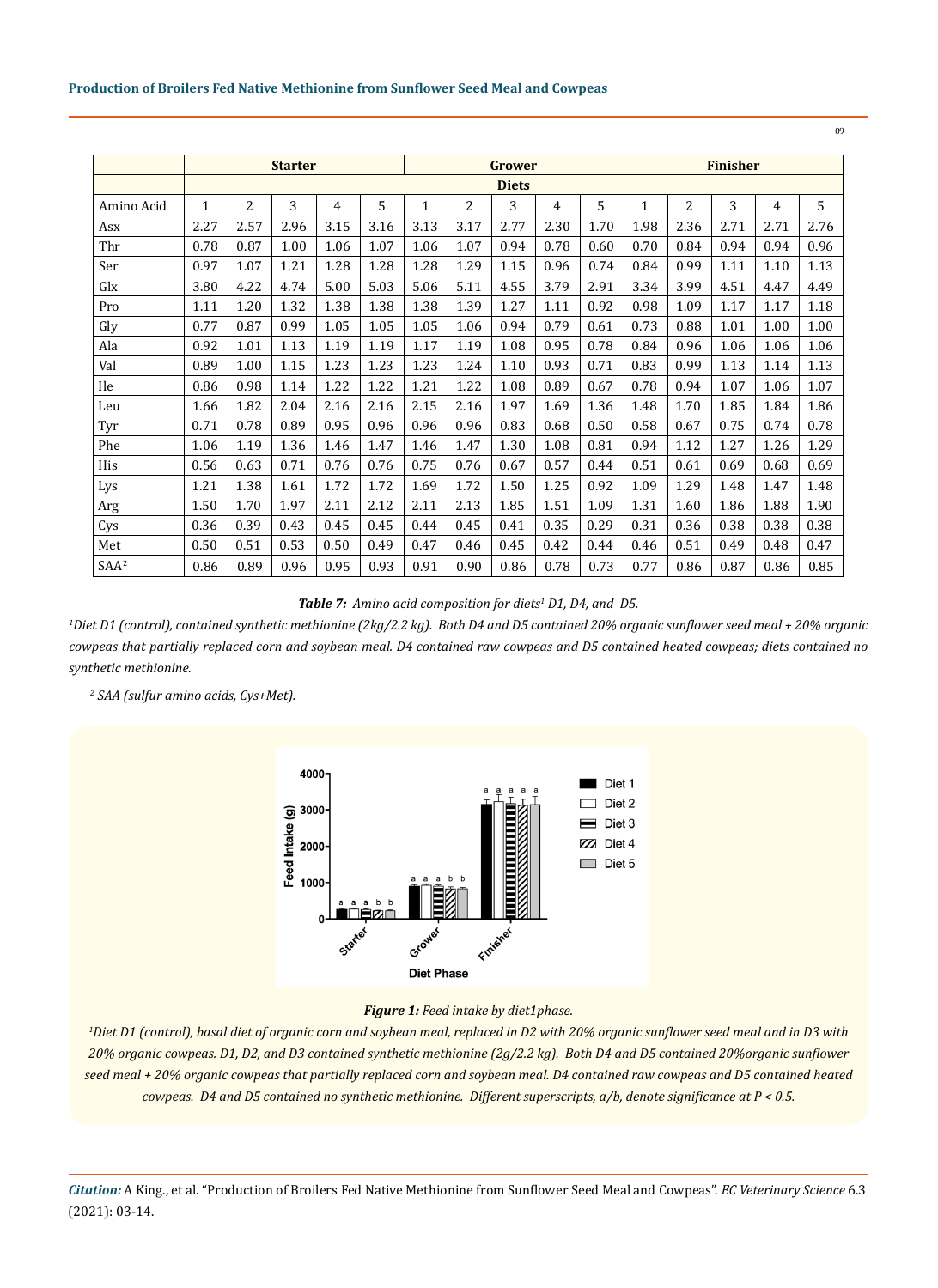| | Starter | | | | | Grower | | | | | Finisher | | | | |
|---|---|---|---|---|---|---|---|---|---|---|---|---|---|---|---|
| | Diets | | | | | | | | | | | | | | |
| Amino Acid | 1 | 2 | 3 | 4 | 5 | 1 | 2 | 3 | 4 | 5 | 1 | 2 | 3 | 4 | 5 |
| Asx | 2.27 | 2.57 | 2.96 | 3.15 | 3.16 | 3.13 | 3.17 | 2.77 | 2.30 | 1.70 | 1.98 | 2.36 | 2.71 | 2.71 | 2.76 |
| Thr | 0.78 | 0.87 | 1.00 | 1.06 | 1.07 | 1.06 | 1.07 | 0.94 | 0.78 | 0.60 | 0.70 | 0.84 | 0.94 | 0.94 | 0.96 |
| Ser | 0.97 | 1.07 | 1.21 | 1.28 | 1.28 | 1.28 | 1.29 | 1.15 | 0.96 | 0.74 | 0.84 | 0.99 | 1.11 | 1.10 | 1.13 |
| Glx | 3.80 | 4.22 | 4.74 | 5.00 | 5.03 | 5.06 | 5.11 | 4.55 | 3.79 | 2.91 | 3.34 | 3.99 | 4.51 | 4.47 | 4.49 |
| Pro | 1.11 | 1.20 | 1.32 | 1.38 | 1.38 | 1.38 | 1.39 | 1.27 | 1.11 | 0.92 | 0.98 | 1.09 | 1.17 | 1.17 | 1.18 |
| Gly | 0.77 | 0.87 | 0.99 | 1.05 | 1.05 | 1.05 | 1.06 | 0.94 | 0.79 | 0.61 | 0.73 | 0.88 | 1.01 | 1.00 | 1.00 |
| Ala | 0.92 | 1.01 | 1.13 | 1.19 | 1.19 | 1.17 | 1.19 | 1.08 | 0.95 | 0.78 | 0.84 | 0.96 | 1.06 | 1.06 | 1.06 |
| Val | 0.89 | 1.00 | 1.15 | 1.23 | 1.23 | 1.23 | 1.24 | 1.10 | 0.93 | 0.71 | 0.83 | 0.99 | 1.13 | 1.14 | 1.13 |
| Ile | 0.86 | 0.98 | 1.14 | 1.22 | 1.22 | 1.21 | 1.22 | 1.08 | 0.89 | 0.67 | 0.78 | 0.94 | 1.07 | 1.06 | 1.07 |
| Leu | 1.66 | 1.82 | 2.04 | 2.16 | 2.16 | 2.15 | 2.16 | 1.97 | 1.69 | 1.36 | 1.48 | 1.70 | 1.85 | 1.84 | 1.86 |
| Tyr | 0.71 | 0.78 | 0.89 | 0.95 | 0.96 | 0.96 | 0.96 | 0.83 | 0.68 | 0.50 | 0.58 | 0.67 | 0.75 | 0.74 | 0.78 |
| Phe | 1.06 | 1.19 | 1.36 | 1.46 | 1.47 | 1.46 | 1.47 | 1.30 | 1.08 | 0.81 | 0.94 | 1.12 | 1.27 | 1.26 | 1.29 |
| His | 0.56 | 0.63 | 0.71 | 0.76 | 0.76 | 0.75 | 0.76 | 0.67 | 0.57 | 0.44 | 0.51 | 0.61 | 0.69 | 0.68 | 0.69 |
| Lys | 1.21 | 1.38 | 1.61 | 1.72 | 1.72 | 1.69 | 1.72 | 1.50 | 1.25 | 0.92 | 1.09 | 1.29 | 1.48 | 1.47 | 1.48 |
| Arg | 1.50 | 1.70 | 1.97 | 2.11 | 2.12 | 2.11 | 2.13 | 1.85 | 1.51 | 1.09 | 1.31 | 1.60 | 1.86 | 1.88 | 1.90 |
| Cys | 0.36 | 0.39 | 0.43 | 0.45 | 0.45 | 0.44 | 0.45 | 0.41 | 0.35 | 0.29 | 0.31 | 0.36 | 0.38 | 0.38 | 0.38 |
| Met | 0.50 | 0.51 | 0.53 | 0.50 | 0.49 | 0.47 | 0.46 | 0.45 | 0.42 | 0.44 | 0.46 | 0.51 | 0.49 | 0.48 | 0.47 |
| SAA[2] | 0.86 | 0.89 | 0.96 | 0.95 | 0.93 | 0.91 | 0.90 | 0.86 | 0.78 | 0.73 | 0.77 | 0.86 | 0.87 | 0.86 | 0.85 |

***Table 7:*** *Amino acid composition for diets[1] D1, D4, and D5.*

*[1]Diet D1 (control), contained synthetic methionine (2kg/2.2 kg). Both D4 and D5 contained 20% organic sunflower seed meal + 20% organic cowpeas that partially replaced corn and soybean meal. D4 contained raw cowpeas and D5 contained heated cowpeas; diets contained no synthetic methionine.*

*[2] SAA (sulfur amino acids, Cys+Met).*

***Figure 1:*** *Feed intake by diet1phase.*

*[1]Diet D1 (control), basal diet of organic corn and soybean meal, replaced in D2 with 20% organic sunflower seed meal and in D3 with 20% organic cowpeas. D1, D2, and D3 contained synthetic methionine (2g/2.2 kg). Both D4 and D5 contained 20%organic sunflower seed meal + 20% organic cowpeas that partially replaced corn and soybean meal. D4 contained raw cowpeas and D5 contained heated cowpeas. D4 and D5 contained no synthetic methionine. Different superscripts, a/b, denote significance at P < 0.5.*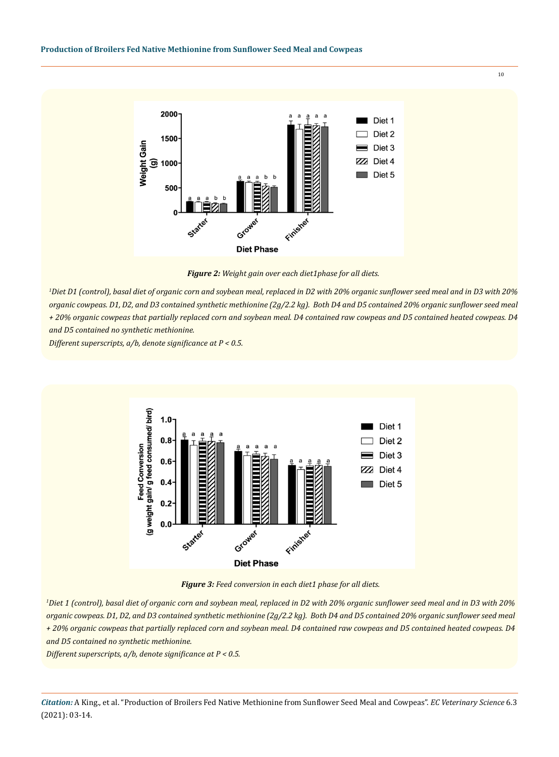***Figure 2:** Weight gain over each diet1phase for all diets.*

*[1]Diet D1 (control), basal diet of organic corn and soybean meal, replaced in D2 with 20% organic sunflower seed meal and in D3 with 20% organic cowpeas. D1, D2, and D3 contained synthetic methionine (2g/2.2 kg). Both D4 and D5 contained 20% organic sunflower seed meal + 20% organic cowpeas that partially replaced corn and soybean meal. D4 contained raw cowpeas and D5 contained heated cowpeas. D4 and D5 contained no synthetic methionine.*

*Different superscripts, a/b, denote significance at P < 0.5.*

***Figure 3:** Feed conversion in each diet1 phase for all diets.*

*[1]Diet 1 (control), basal diet of organic corn and soybean meal, replaced in D2 with 20% organic sunflower seed meal and in D3 with 20% organic cowpeas. D1, D2, and D3 contained synthetic methionine (2g/2.2 kg). Both D4 and D5 contained 20% organic sunflower seed meal + 20% organic cowpeas that partially replaced corn and soybean meal. D4 contained raw cowpeas and D5 contained heated cowpeas. D4 and D5 contained no synthetic methionine.*

*Different superscripts, a/b, denote significance at P < 0.5.*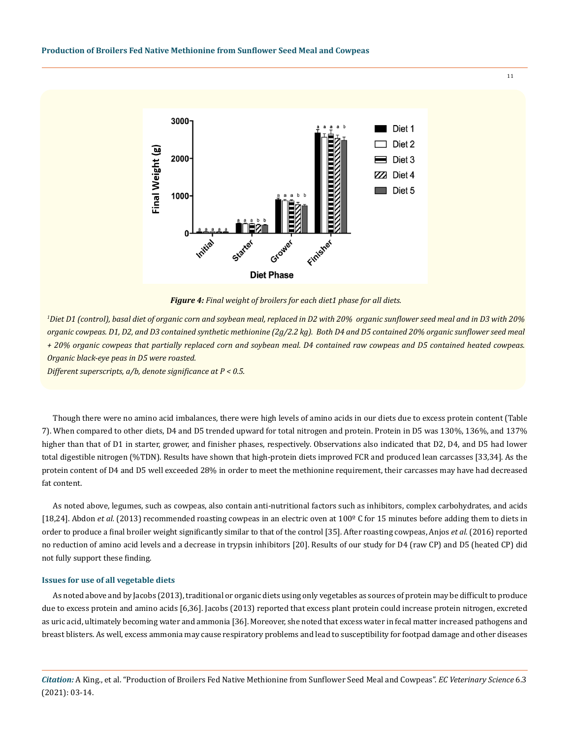*Figure 4: Final weight of broilers for each diet1 phase for all diets.*

*[1]Diet D1 (control), basal diet of organic corn and soybean meal, replaced in D2 with 20% organic sunflower seed meal and in D3 with 20% organic cowpeas. D1, D2, and D3 contained synthetic methionine (2g/2.2 kg). Both D4 and D5 contained 20% organic sunflower seed meal + 20% organic cowpeas that partially replaced corn and soybean meal. D4 contained raw cowpeas and D5 contained heated cowpeas. Organic black-eye peas in D5 were roasted.*

*Different superscripts, a/b, denote significance at $P < 0.5$.*

Though there were no amino acid imbalances, there were high levels of amino acids in our diets due to excess protein content (Table 7). When compared to other diets, D4 and D5 trended upward for total nitrogen and protein. Protein in D5 was 130%, 136%, and 137% higher than that of D1 in starter, grower, and finisher phases, respectively. Observations also indicated that D2, D4, and D5 had lower total digestible nitrogen (%TDN). Results have shown that high-protein diets improved FCR and produced lean carcasses [33,34]. As the protein content of D4 and D5 well exceeded 28% in order to meet the methionine requirement, their carcasses may have had decreased fat content.

As noted above, legumes, such as cowpeas, also contain anti-nutritional factors such as inhibitors, complex carbohydrates, and acids [18,24]. Abdon *et al.* (2013) recommended roasting cowpeas in an electric oven at 100º C for 15 minutes before adding them to diets in order to produce a final broiler weight significantly similar to that of the control [35]. After roasting cowpeas, Anjos *et al.* (2016) reported no reduction of amino acid levels and a decrease in trypsin inhibitors [20]. Results of our study for D4 (raw CP) and D5 (heated CP) did not fully support these finding.

### Issues for use of all vegetable diets

As noted above and by Jacobs (2013), traditional or organic diets using only vegetables as sources of protein may be difficult to produce due to excess protein and amino acids [6,36]. Jacobs (2013) reported that excess plant protein could increase protein nitrogen, excreted as uric acid, ultimately becoming water and ammonia [36]. Moreover, she noted that excess water in fecal matter increased pathogens and breast blisters. As well, excess ammonia may cause respiratory problems and lead to susceptibility for footpad damage and other diseases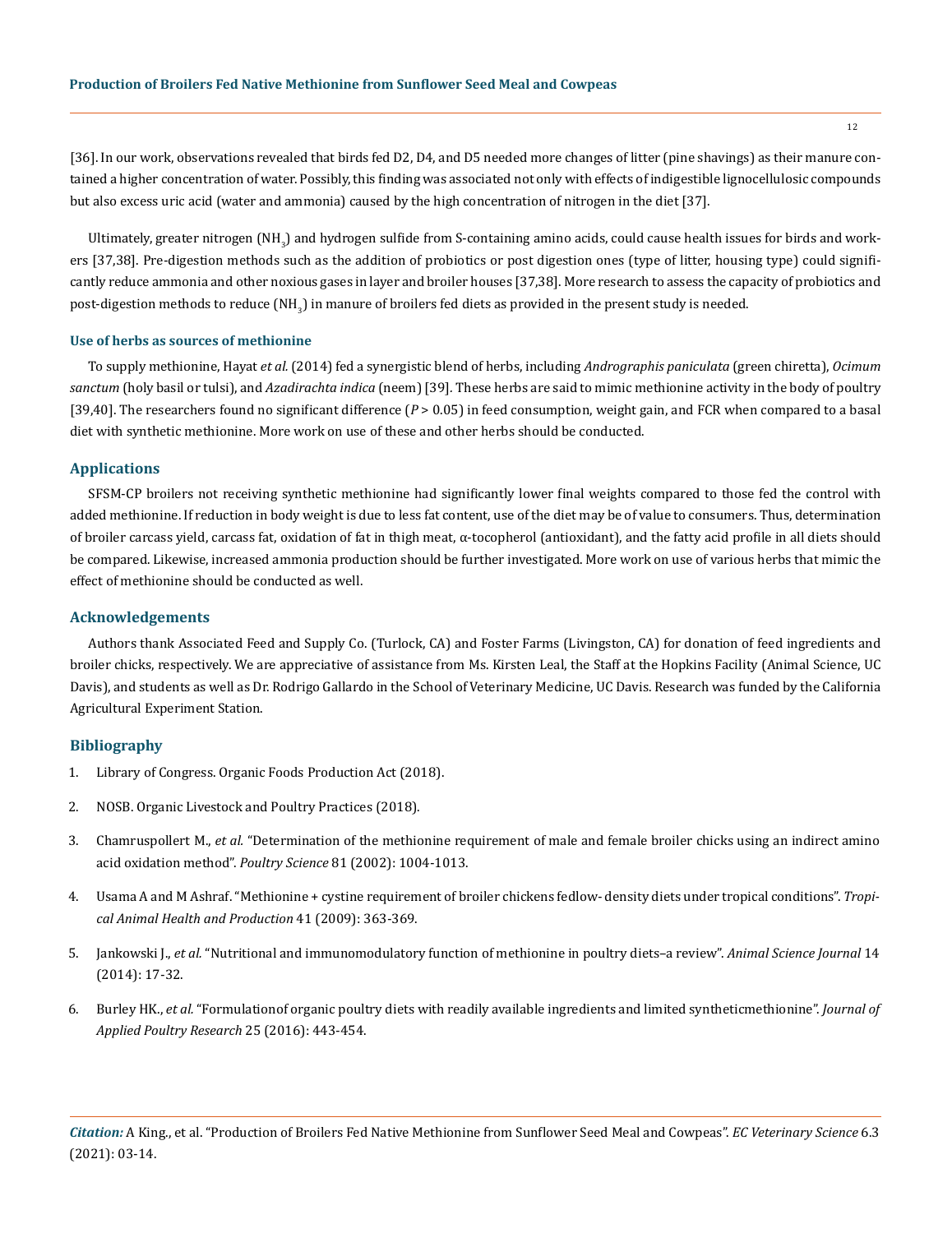[36]. In our work, observations revealed that birds fed D2, D4, and D5 needed more changes of litter (pine shavings) as their manure contained a higher concentration of water. Possibly, this finding was associated not only with effects of indigestible lignocellulosic compounds but also excess uric acid (water and ammonia) caused by the high concentration of nitrogen in the diet [37].

Ultimately, greater nitrogen ($NH_3$) and hydrogen sulfide from S-containing amino acids, could cause health issues for birds and workers [37,38]. Pre-digestion methods such as the addition of probiotics or post digestion ones (type of litter, housing type) could significantly reduce ammonia and other noxious gases in layer and broiler houses [37,38]. More research to assess the capacity of probiotics and post-digestion methods to reduce ($NH_3$) in manure of broilers fed diets as provided in the present study is needed.

### Use of herbs as sources of methionine

To supply methionine, Hayat *et al.* (2014) fed a synergistic blend of herbs, including *Andrographis paniculata* (green chiretta), *Ocimum sanctum* (holy basil or tulsi), and *Azadirachta indica* (neem) [39]. These herbs are said to mimic methionine activity in the body of poultry [39,40]. The researchers found no significant difference ($P > 0.05$) in feed consumption, weight gain, and FCR when compared to a basal diet with synthetic methionine. More work on use of these and other herbs should be conducted.

## Applications

SFSM-CP broilers not receiving synthetic methionine had significantly lower final weights compared to those fed the control with added methionine. If reduction in body weight is due to less fat content, use of the diet may be of value to consumers. Thus, determination of broiler carcass yield, carcass fat, oxidation of fat in thigh meat, α-tocopherol (antioxidant), and the fatty acid profile in all diets should be compared. Likewise, increased ammonia production should be further investigated. More work on use of various herbs that mimic the effect of methionine should be conducted as well.

## Acknowledgements

Authors thank Associated Feed and Supply Co. (Turlock, CA) and Foster Farms (Livingston, CA) for donation of feed ingredients and broiler chicks, respectively. We are appreciative of assistance from Ms. Kirsten Leal, the Staff at the Hopkins Facility (Animal Science, UC Davis), and students as well as Dr. Rodrigo Gallardo in the School of Veterinary Medicine, UC Davis. Research was funded by the California Agricultural Experiment Station.

## Bibliography

1. Library of Congress. Organic Foods Production Act (2018).
2. NOSB. Organic Livestock and Poultry Practices (2018).
3. Chamruspollert M., *et al.* "Determination of the methionine requirement of male and female broiler chicks using an indirect amino acid oxidation method". *Poultry Science* 81 (2002): 1004-1013.
4. Usama A and M Ashraf. "Methionine + cystine requirement of broiler chickens fedlow- density diets under tropical conditions". *Tropical Animal Health and Production* 41 (2009): 363-369.
5. Jankowski J., *et al.* "Nutritional and immunomodulatory function of methionine in poultry diets–a review". *Animal Science Journal* 14 (2014): 17-32.
6. Burley HK., *et al.* "Formulationof organic poultry diets with readily available ingredients and limited syntheticmethionine". *Journal of Applied Poultry Research* 25 (2016): 443-454.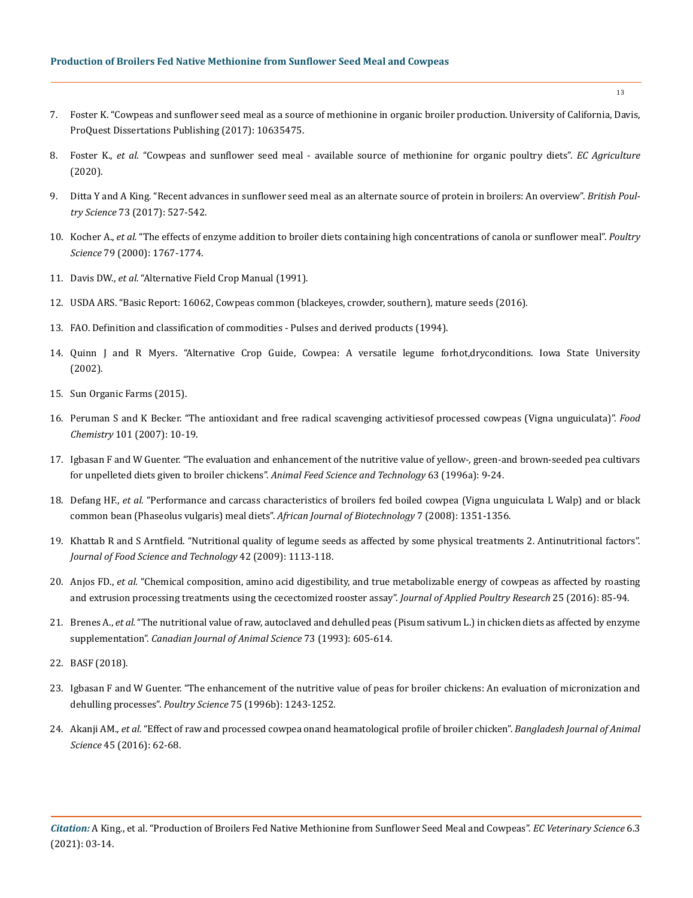7. Foster K. "Cowpeas and sunflower seed meal as a source of methionine in organic broiler production. University of California, Davis, ProQuest Dissertations Publishing (2017): 10635475.

8. Foster K., *et al.* "Cowpeas and sunflower seed meal - available source of methionine for organic poultry diets". *EC Agriculture* (2020).

9. Ditta Y and A King. "Recent advances in sunflower seed meal as an alternate source of protein in broilers: An overview". *British Poultry Science* 73 (2017): 527-542.

10. Kocher A., *et al.* "The effects of enzyme addition to broiler diets containing high concentrations of canola or sunflower meal". *Poultry Science* 79 (2000): 1767-1774.

11. Davis DW., *et al.* "Alternative Field Crop Manual (1991).

12. USDA ARS. "Basic Report: 16062, Cowpeas common (blackeyes, crowder, southern), mature seeds (2016).

13. FAO. Definition and classification of commodities - Pulses and derived products (1994).

14. Quinn J and R Myers. "Alternative Crop Guide, Cowpea: A versatile legume forhot,dryconditions. Iowa State University (2002).

15. Sun Organic Farms (2015).

16. Peruman S and K Becker. "The antioxidant and free radical scavenging activitiesof processed cowpeas (Vigna unguiculata)". *Food Chemistry* 101 (2007): 10-19.

17. Igbasan F and W Guenter. "The evaluation and enhancement of the nutritive value of yellow-, green-and brown-seeded pea cultivars for unpelleted diets given to broiler chickens". *Animal Feed Science and Technology* 63 (1996a): 9-24.

18. Defang HF., *et al.* "Performance and carcass characteristics of broilers fed boiled cowpea (Vigna unguiculata L Walp) and or black common bean (Phaseolus vulgaris) meal diets". *African Journal of Biotechnology* 7 (2008): 1351-1356.

19. Khattab R and S Arntfield. "Nutritional quality of legume seeds as affected by some physical treatments 2. Antinutritional factors". *Journal of Food Science and Technology* 42 (2009): 1113-118.

20. Anjos FD., *et al.* "Chemical composition, amino acid digestibility, and true metabolizable energy of cowpeas as affected by roasting and extrusion processing treatments using the cecectomized rooster assay". *Journal of Applied Poultry Research* 25 (2016): 85-94.

21. Brenes A., *et al.* "The nutritional value of raw, autoclaved and dehulled peas (Pisum sativum L.) in chicken diets as affected by enzyme supplementation". *Canadian Journal of Animal Science* 73 (1993): 605-614.

22. BASF (2018).

23. Igbasan F and W Guenter. "The enhancement of the nutritive value of peas for broiler chickens: An evaluation of micronization and dehulling processes". *Poultry Science* 75 (1996b): 1243-1252.

24. Akanji AM., *et al.* "Effect of raw and processed cowpea onand heamatological profile of broiler chicken". *Bangladesh Journal of Animal Science* 45 (2016): 62-68.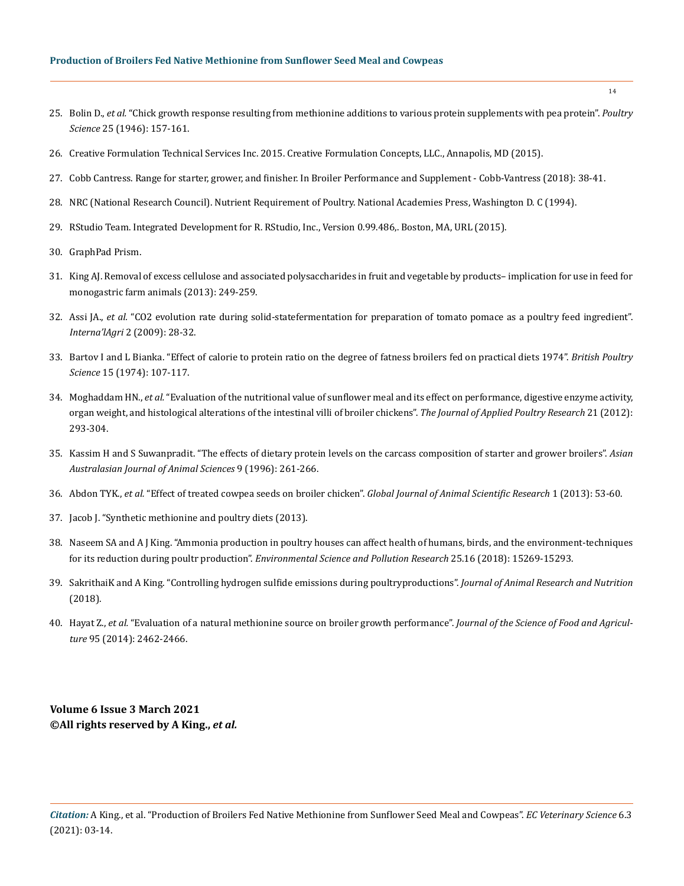25. Bolin D., *et al.* "Chick growth response resulting from methionine additions to various protein supplements with pea protein". *Poultry Science* 25 (1946): 157-161.
26. Creative Formulation Technical Services Inc. 2015. Creative Formulation Concepts, LLC., Annapolis, MD (2015).
27. Cobb Cantress. Range for starter, grower, and finisher. In Broiler Performance and Supplement - Cobb-Vantress (2018): 38-41.
28. NRC (National Research Council). Nutrient Requirement of Poultry. National Academies Press, Washington D. C (1994).
29. RStudio Team. Integrated Development for R. RStudio, Inc., Version 0.99.486,. Boston, MA, URL (2015).
30. GraphPad Prism.
31. King AJ. Removal of excess cellulose and associated polysaccharides in fruit and vegetable by products– implication for use in feed for monogastric farm animals (2013): 249-259.
32. Assi JA., *et al.* "CO2 evolution rate during solid-statefermentation for preparation of tomato pomace as a poultry feed ingredient". *Interna'lAgri* 2 (2009): 28-32.
33. Bartov I and L Bianka. "Effect of calorie to protein ratio on the degree of fatness broilers fed on practical diets 1974". *British Poultry Science* 15 (1974): 107-117.
34. Moghaddam HN., *et al.* "Evaluation of the nutritional value of sunflower meal and its effect on performance, digestive enzyme activity, organ weight, and histological alterations of the intestinal villi of broiler chickens". *The Journal of Applied Poultry Research* 21 (2012): 293-304.
35. Kassim H and S Suwanpradit. "The effects of dietary protein levels on the carcass composition of starter and grower broilers". *Asian Australasian Journal of Animal Sciences* 9 (1996): 261-266.
36. Abdon TYK., *et al.* "Effect of treated cowpea seeds on broiler chicken". *Global Journal of Animal Scientific Research* 1 (2013): 53-60.
37. Jacob J. "Synthetic methionine and poultry diets (2013).
38. Naseem SA and A J King. "Ammonia production in poultry houses can affect health of humans, birds, and the environment-techniques for its reduction during poultr production". *Environmental Science and Pollution Research* 25.16 (2018): 15269-15293.
39. SakrithaiK and A King. "Controlling hydrogen sulfide emissions during poultryproductions". *Journal of Animal Research and Nutrition* (2018).
40. Hayat Z., *et al.* "Evaluation of a natural methionine source on broiler growth performance". *Journal of the Science of Food and Agriculture* 95 (2014): 2462-2466.

**Volume 6 Issue 3 March 2021**
**©All rights reserved by A King., *et al.***